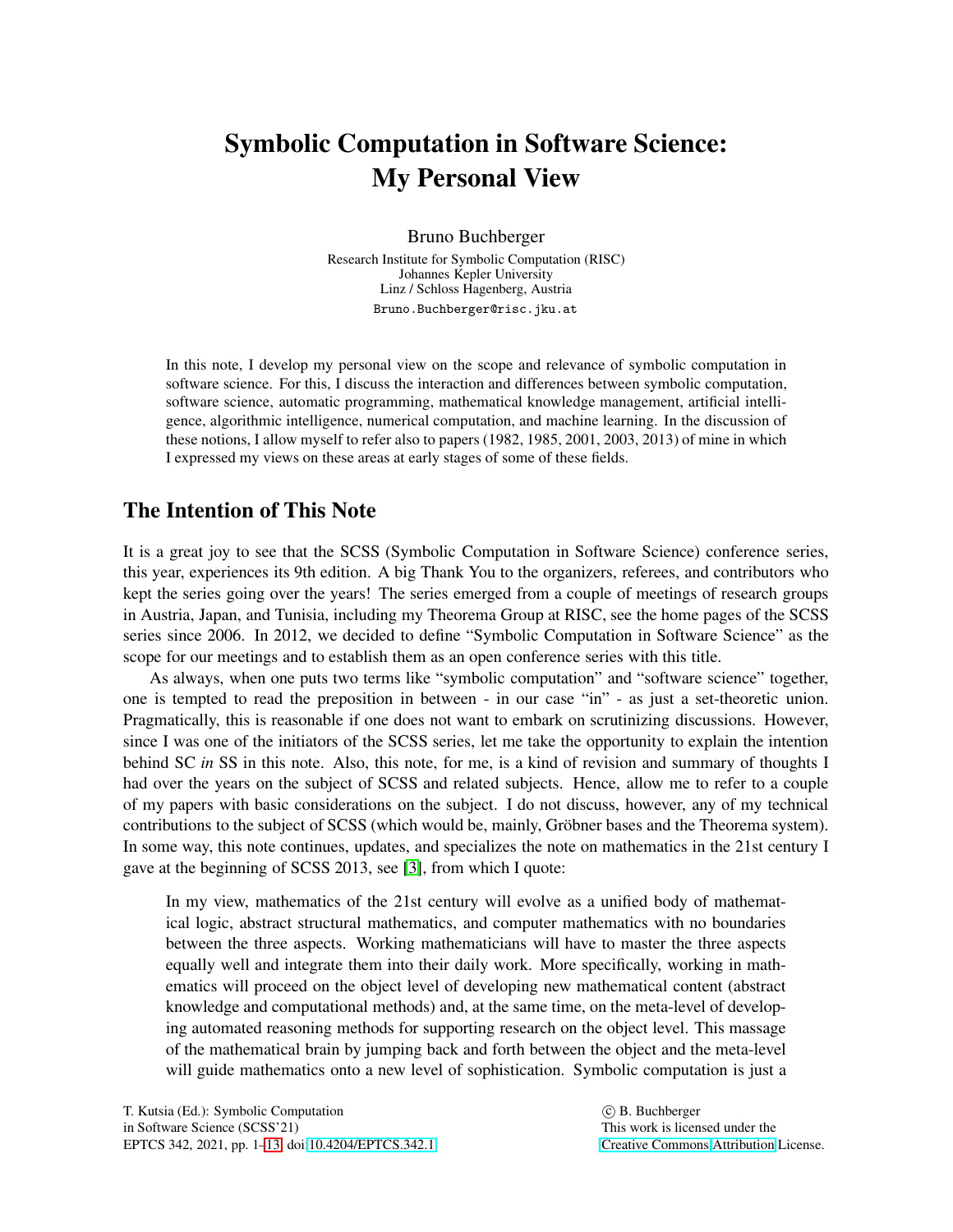# Symbolic Computation in Software Science: My Personal View

Bruno Buchberger

Research Institute for Symbolic Computation (RISC)
Johannes Kepler University
Linz / Schloss Hagenberg, Austria

Bruno.Buchberger@risc.jku.at

In this note, I develop my personal view on the scope and relevance of symbolic computation in software science. For this, I discuss the interaction and differences between symbolic computation, software science, automatic programming, mathematical knowledge management, artificial intelligence, algorithmic intelligence, numerical computation, and machine learning. In the discussion of these notions, I allow myself to refer also to papers (1982, 1985, 2001, 2003, 2013) of mine in which I expressed my views on these areas at early stages of some of these fields.

## The Intention of This Note

It is a great joy to see that the SCSS (Symbolic Computation in Software Science) conference series, this year, experiences its 9th edition. A big Thank You to the organizers, referees, and contributors who kept the series going over the years! The series emerged from a couple of meetings of research groups in Austria, Japan, and Tunisia, including my Theorema Group at RISC, see the home pages of the SCSS series since 2006. In 2012, we decided to define "Symbolic Computation in Software Science" as the scope for our meetings and to establish them as an open conference series with this title.

As always, when one puts two terms like "symbolic computation" and "software science" together, one is tempted to read the preposition in between - in our case "in" - as just a set-theoretic union. Pragmatically, this is reasonable if one does not want to embark on scrutinizing discussions. However, since I was one of the initiators of the SCSS series, let me take the opportunity to explain the intention behind SC *in* SS in this note. Also, this note, for me, is a kind of revision and summary of thoughts I had over the years on the subject of SCSS and related subjects. Hence, allow me to refer to a couple of my papers with basic considerations on the subject. I do not discuss, however, any of my technical contributions to the subject of SCSS (which would be, mainly, Gröbner bases and the Theorema system). In some way, this note continues, updates, and specializes the note on mathematics in the 21st century I gave at the beginning of SCSS 2013, see [3], from which I quote:

> In my view, mathematics of the 21st century will evolve as a unified body of mathematical logic, abstract structural mathematics, and computer mathematics with no boundaries between the three aspects. Working mathematicians will have to master the three aspects equally well and integrate them into their daily work. More specifically, working in mathematics will proceed on the object level of developing new mathematical content (abstract knowledge and computational methods) and, at the same time, on the meta-level of developing automated reasoning methods for supporting research on the object level. This massage of the mathematical brain by jumping back and forth between the object and the meta-level will guide mathematics onto a new level of sophistication. Symbolic computation is just a

T. Kutsia (Ed.): Symbolic Computation in Software Science (SCSS'21)
EPTCS 342, 2021, pp. 1–13, doi:10.4204/EPTCS.342.1

© B. Buchberger
This work is licensed under the Creative Commons Attribution License.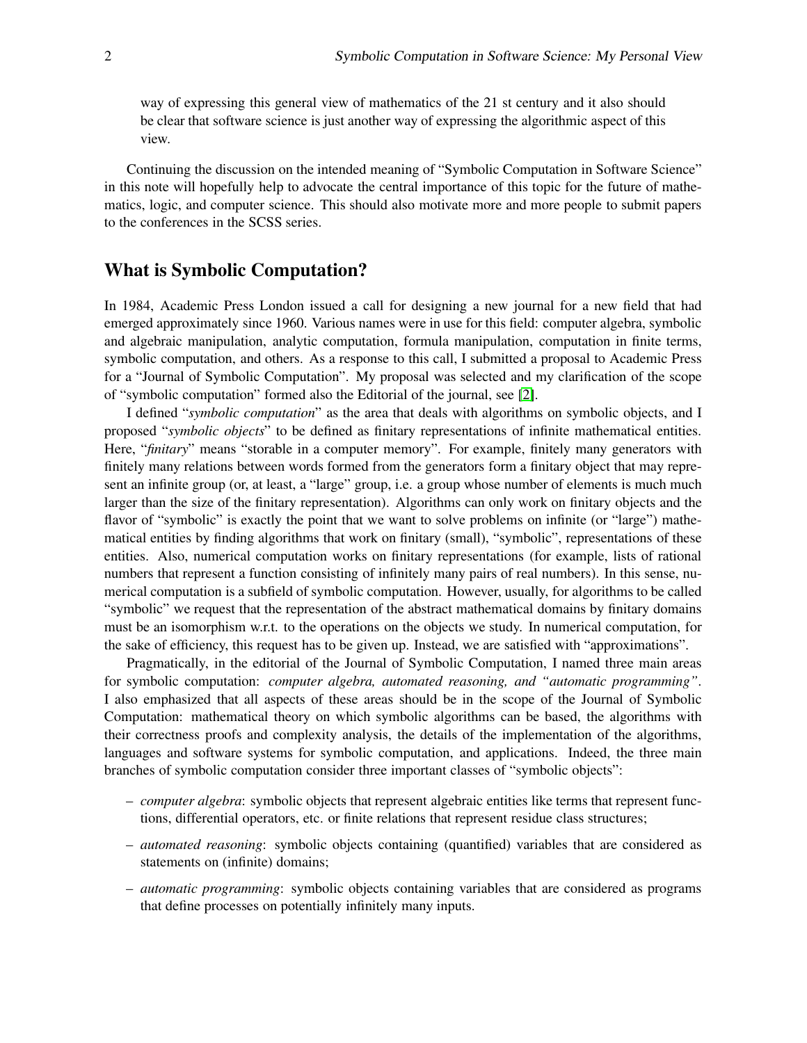way of expressing this general view of mathematics of the 21 st century and it also should be clear that software science is just another way of expressing the algorithmic aspect of this view.

Continuing the discussion on the intended meaning of "Symbolic Computation in Software Science" in this note will hopefully help to advocate the central importance of this topic for the future of mathematics, logic, and computer science. This should also motivate more and more people to submit papers to the conferences in the SCSS series.

## What is Symbolic Computation?

In 1984, Academic Press London issued a call for designing a new journal for a new field that had emerged approximately since 1960. Various names were in use for this field: computer algebra, symbolic and algebraic manipulation, analytic computation, formula manipulation, computation in finite terms, symbolic computation, and others. As a response to this call, I submitted a proposal to Academic Press for a "Journal of Symbolic Computation". My proposal was selected and my clarification of the scope of "symbolic computation" formed also the Editorial of the journal, see [2].

I defined "*symbolic computation*" as the area that deals with algorithms on symbolic objects, and I proposed "*symbolic objects*" to be defined as finitary representations of infinite mathematical entities. Here, "*finitary*" means "storable in a computer memory". For example, finitely many generators with finitely many relations between words formed from the generators form a finitary object that may represent an infinite group (or, at least, a "large" group, i.e. a group whose number of elements is much much larger than the size of the finitary representation). Algorithms can only work on finitary objects and the flavor of "symbolic" is exactly the point that we want to solve problems on infinite (or "large") mathematical entities by finding algorithms that work on finitary (small), "symbolic", representations of these entities. Also, numerical computation works on finitary representations (for example, lists of rational numbers that represent a function consisting of infinitely many pairs of real numbers). In this sense, numerical computation is a subfield of symbolic computation. However, usually, for algorithms to be called "symbolic" we request that the representation of the abstract mathematical domains by finitary domains must be an isomorphism w.r.t. to the operations on the objects we study. In numerical computation, for the sake of efficiency, this request has to be given up. Instead, we are satisfied with "approximations".

Pragmatically, in the editorial of the Journal of Symbolic Computation, I named three main areas for symbolic computation: *computer algebra, automated reasoning, and "automatic programming"*. I also emphasized that all aspects of these areas should be in the scope of the Journal of Symbolic Computation: mathematical theory on which symbolic algorithms can be based, the algorithms with their correctness proofs and complexity analysis, the details of the implementation of the algorithms, languages and software systems for symbolic computation, and applications. Indeed, the three main branches of symbolic computation consider three important classes of "symbolic objects":

– *computer algebra*: symbolic objects that represent algebraic entities like terms that represent functions, differential operators, etc. or finite relations that represent residue class structures;

– *automated reasoning*: symbolic objects containing (quantified) variables that are considered as statements on (infinite) domains;

– *automatic programming*: symbolic objects containing variables that are considered as programs that define processes on potentially infinitely many inputs.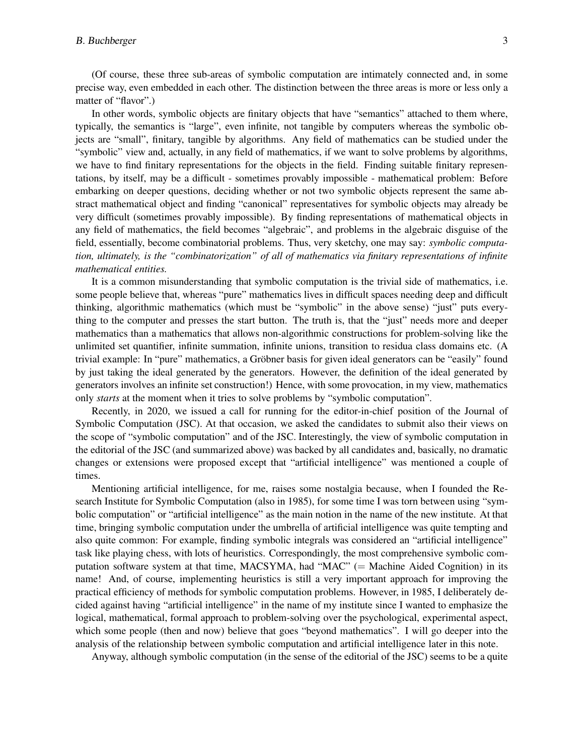(Of course, these three sub-areas of symbolic computation are intimately connected and, in some precise way, even embedded in each other. The distinction between the three areas is more or less only a matter of "flavor".)

In other words, symbolic objects are finitary objects that have "semantics" attached to them where, typically, the semantics is "large", even infinite, not tangible by computers whereas the symbolic objects are "small", finitary, tangible by algorithms. Any field of mathematics can be studied under the "symbolic" view and, actually, in any field of mathematics, if we want to solve problems by algorithms, we have to find finitary representations for the objects in the field. Finding suitable finitary representations, by itself, may be a difficult - sometimes provably impossible - mathematical problem: Before embarking on deeper questions, deciding whether or not two symbolic objects represent the same abstract mathematical object and finding "canonical" representatives for symbolic objects may already be very difficult (sometimes provably impossible). By finding representations of mathematical objects in any field of mathematics, the field becomes "algebraic", and problems in the algebraic disguise of the field, essentially, become combinatorial problems. Thus, very sketchy, one may say: *symbolic computation, ultimately, is the "combinatorization" of all of mathematics via finitary representations of infinite mathematical entities.*

It is a common misunderstanding that symbolic computation is the trivial side of mathematics, i.e. some people believe that, whereas "pure" mathematics lives in difficult spaces needing deep and difficult thinking, algorithmic mathematics (which must be "symbolic" in the above sense) "just" puts everything to the computer and presses the start button. The truth is, that the "just" needs more and deeper mathematics than a mathematics that allows non-algorithmic constructions for problem-solving like the unlimited set quantifier, infinite summation, infinite unions, transition to residua class domains etc. (A trivial example: In "pure" mathematics, a Gröbner basis for given ideal generators can be "easily" found by just taking the ideal generated by the generators. However, the definition of the ideal generated by generators involves an infinite set construction!) Hence, with some provocation, in my view, mathematics only *starts* at the moment when it tries to solve problems by "symbolic computation".

Recently, in 2020, we issued a call for running for the editor-in-chief position of the Journal of Symbolic Computation (JSC). At that occasion, we asked the candidates to submit also their views on the scope of "symbolic computation" and of the JSC. Interestingly, the view of symbolic computation in the editorial of the JSC (and summarized above) was backed by all candidates and, basically, no dramatic changes or extensions were proposed except that "artificial intelligence" was mentioned a couple of times.

Mentioning artificial intelligence, for me, raises some nostalgia because, when I founded the Research Institute for Symbolic Computation (also in 1985), for some time I was torn between using "symbolic computation" or "artificial intelligence" as the main notion in the name of the new institute. At that time, bringing symbolic computation under the umbrella of artificial intelligence was quite tempting and also quite common: For example, finding symbolic integrals was considered an "artificial intelligence" task like playing chess, with lots of heuristics. Correspondingly, the most comprehensive symbolic computation software system at that time, MACSYMA, had "MAC" (= Machine Aided Cognition) in its name! And, of course, implementing heuristics is still a very important approach for improving the practical efficiency of methods for symbolic computation problems. However, in 1985, I deliberately decided against having "artificial intelligence" in the name of my institute since I wanted to emphasize the logical, mathematical, formal approach to problem-solving over the psychological, experimental aspect, which some people (then and now) believe that goes "beyond mathematics". I will go deeper into the analysis of the relationship between symbolic computation and artificial intelligence later in this note.

Anyway, although symbolic computation (in the sense of the editorial of the JSC) seems to be a quite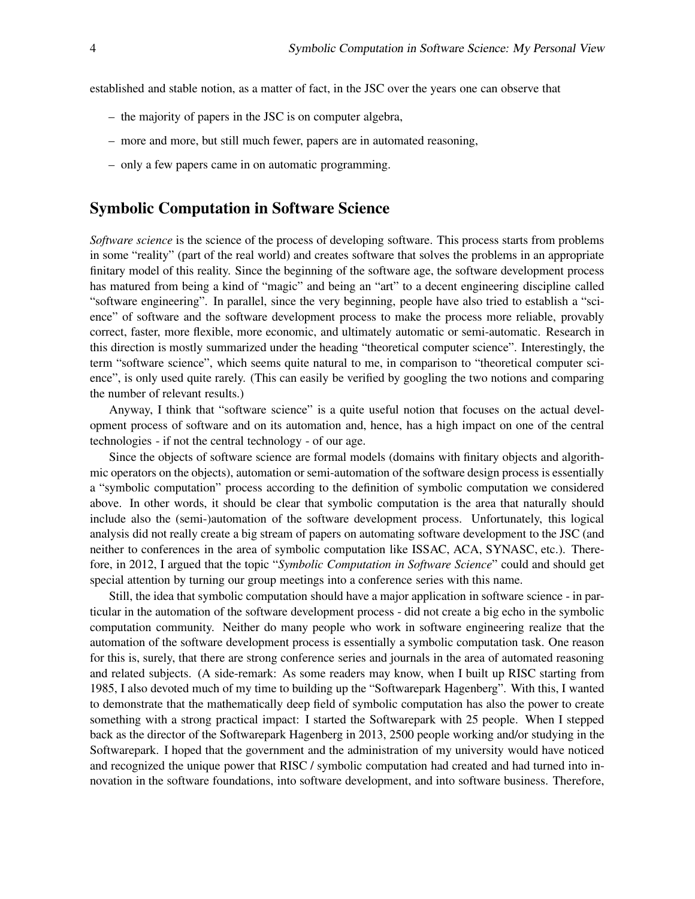established and stable notion, as a matter of fact, in the JSC over the years one can observe that

- the majority of papers in the JSC is on computer algebra,
- more and more, but still much fewer, papers are in automated reasoning,
- only a few papers came in on automatic programming.

## Symbolic Computation in Software Science

*Software science* is the science of the process of developing software. This process starts from problems in some "reality" (part of the real world) and creates software that solves the problems in an appropriate finitary model of this reality. Since the beginning of the software age, the software development process has matured from being a kind of "magic" and being an "art" to a decent engineering discipline called "software engineering". In parallel, since the very beginning, people have also tried to establish a "science" of software and the software development process to make the process more reliable, provably correct, faster, more flexible, more economic, and ultimately automatic or semi-automatic. Research in this direction is mostly summarized under the heading "theoretical computer science". Interestingly, the term "software science", which seems quite natural to me, in comparison to "theoretical computer science", is only used quite rarely. (This can easily be verified by googling the two notions and comparing the number of relevant results.)

Anyway, I think that "software science" is a quite useful notion that focuses on the actual development process of software and on its automation and, hence, has a high impact on one of the central technologies - if not the central technology - of our age.

Since the objects of software science are formal models (domains with finitary objects and algorithmic operators on the objects), automation or semi-automation of the software design process is essentially a "symbolic computation" process according to the definition of symbolic computation we considered above. In other words, it should be clear that symbolic computation is the area that naturally should include also the (semi-)automation of the software development process. Unfortunately, this logical analysis did not really create a big stream of papers on automating software development to the JSC (and neither to conferences in the area of symbolic computation like ISSAC, ACA, SYNASC, etc.). Therefore, in 2012, I argued that the topic "*Symbolic Computation in Software Science*" could and should get special attention by turning our group meetings into a conference series with this name.

Still, the idea that symbolic computation should have a major application in software science - in particular in the automation of the software development process - did not create a big echo in the symbolic computation community. Neither do many people who work in software engineering realize that the automation of the software development process is essentially a symbolic computation task. One reason for this is, surely, that there are strong conference series and journals in the area of automated reasoning and related subjects. (A side-remark: As some readers may know, when I built up RISC starting from 1985, I also devoted much of my time to building up the "Softwarepark Hagenberg". With this, I wanted to demonstrate that the mathematically deep field of symbolic computation has also the power to create something with a strong practical impact: I started the Softwarepark with 25 people. When I stepped back as the director of the Softwarepark Hagenberg in 2013, 2500 people working and/or studying in the Softwarepark. I hoped that the government and the administration of my university would have noticed and recognized the unique power that RISC / symbolic computation had created and had turned into innovation in the software foundations, into software development, and into software business. Therefore,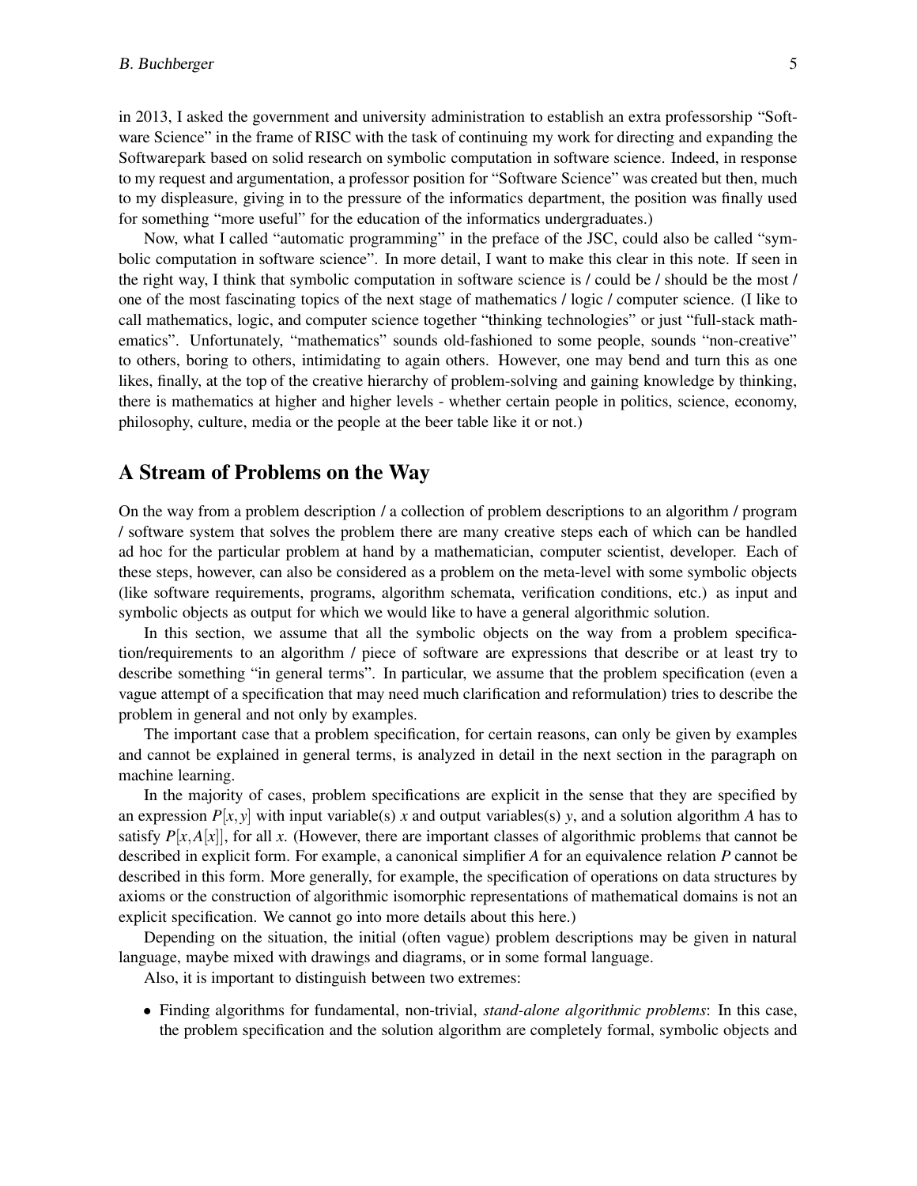in 2013, I asked the government and university administration to establish an extra professorship "Software Science" in the frame of RISC with the task of continuing my work for directing and expanding the Softwarepark based on solid research on symbolic computation in software science. Indeed, in response to my request and argumentation, a professor position for "Software Science" was created but then, much to my displeasure, giving in to the pressure of the informatics department, the position was finally used for something "more useful" for the education of the informatics undergraduates.)

Now, what I called "automatic programming" in the preface of the JSC, could also be called "symbolic computation in software science". In more detail, I want to make this clear in this note. If seen in the right way, I think that symbolic computation in software science is / could be / should be the most / one of the most fascinating topics of the next stage of mathematics / logic / computer science. (I like to call mathematics, logic, and computer science together "thinking technologies" or just "full-stack mathematics". Unfortunately, "mathematics" sounds old-fashioned to some people, sounds "non-creative" to others, boring to others, intimidating to again others. However, one may bend and turn this as one likes, finally, at the top of the creative hierarchy of problem-solving and gaining knowledge by thinking, there is mathematics at higher and higher levels - whether certain people in politics, science, economy, philosophy, culture, media or the people at the beer table like it or not.)

## A Stream of Problems on the Way

On the way from a problem description / a collection of problem descriptions to an algorithm / program / software system that solves the problem there are many creative steps each of which can be handled ad hoc for the particular problem at hand by a mathematician, computer scientist, developer. Each of these steps, however, can also be considered as a problem on the meta-level with some symbolic objects (like software requirements, programs, algorithm schemata, verification conditions, etc.) as input and symbolic objects as output for which we would like to have a general algorithmic solution.

In this section, we assume that all the symbolic objects on the way from a problem specification/requirements to an algorithm / piece of software are expressions that describe or at least try to describe something "in general terms". In particular, we assume that the problem specification (even a vague attempt of a specification that may need much clarification and reformulation) tries to describe the problem in general and not only by examples.

The important case that a problem specification, for certain reasons, can only be given by examples and cannot be explained in general terms, is analyzed in detail in the next section in the paragraph on machine learning.

In the majority of cases, problem specifications are explicit in the sense that they are specified by an expression $P[x,y]$ with input variable(s) $x$ and output variables(s) $y$, and a solution algorithm $A$ has to satisfy $P[x,A[x]]$, for all $x$. (However, there are important classes of algorithmic problems that cannot be described in explicit form. For example, a canonical simplifier $A$ for an equivalence relation $P$ cannot be described in this form. More generally, for example, the specification of operations on data structures by axioms or the construction of algorithmic isomorphic representations of mathematical domains is not an explicit specification. We cannot go into more details about this here.)

Depending on the situation, the initial (often vague) problem descriptions may be given in natural language, maybe mixed with drawings and diagrams, or in some formal language.

Also, it is important to distinguish between two extremes:

- Finding algorithms for fundamental, non-trivial, *stand-alone algorithmic problems*: In this case, the problem specification and the solution algorithm are completely formal, symbolic objects and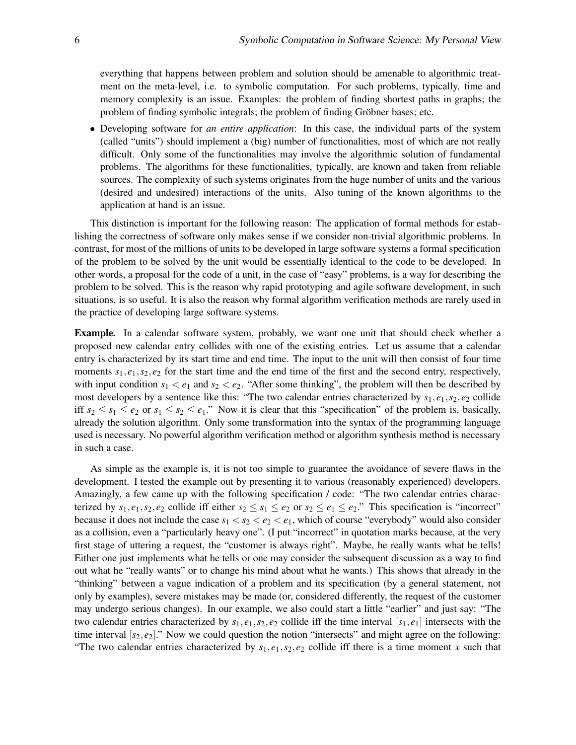everything that happens between problem and solution should be amenable to algorithmic treatment on the meta-level, i.e. to symbolic computation. For such problems, typically, time and memory complexity is an issue. Examples: the problem of finding shortest paths in graphs; the problem of finding symbolic integrals; the problem of finding Gröbner bases; etc.

- Developing software for *an entire application*: In this case, the individual parts of the system (called "units") should implement a (big) number of functionalities, most of which are not really difficult. Only some of the functionalities may involve the algorithmic solution of fundamental problems. The algorithms for these functionalities, typically, are known and taken from reliable sources. The complexity of such systems originates from the huge number of units and the various (desired and undesired) interactions of the units. Also tuning of the known algorithms to the application at hand is an issue.

This distinction is important for the following reason: The application of formal methods for establishing the correctness of software only makes sense if we consider non-trivial algorithmic problems. In contrast, for most of the millions of units to be developed in large software systems a formal specification of the problem to be solved by the unit would be essentially identical to the code to be developed. In other words, a proposal for the code of a unit, in the case of "easy" problems, is a way for describing the problem to be solved. This is the reason why rapid prototyping and agile software development, in such situations, is so useful. It is also the reason why formal algorithm verification methods are rarely used in the practice of developing large software systems.

**Example.** In a calendar software system, probably, we want one unit that should check whether a proposed new calendar entry collides with one of the existing entries. Let us assume that a calendar entry is characterized by its start time and end time. The input to the unit will then consist of four time moments $s_1, e_1, s_2, e_2$ for the start time and the end time of the first and the second entry, respectively, with input condition $s_1 < e_1$ and $s_2 < e_2$. "After some thinking", the problem will then be described by most developers by a sentence like this: "The two calendar entries characterized by $s_1, e_1, s_2, e_2$ collide iff $s_2 \leq s_1 \leq e_2$ or $s_1 \leq s_2 \leq e_1$." Now it is clear that this "specification" of the problem is, basically, already the solution algorithm. Only some transformation into the syntax of the programming language used is necessary. No powerful algorithm verification method or algorithm synthesis method is necessary in such a case.

As simple as the example is, it is not too simple to guarantee the avoidance of severe flaws in the development. I tested the example out by presenting it to various (reasonably experienced) developers. Amazingly, a few came up with the following specification / code: "The two calendar entries characterized by $s_1, e_1, s_2, e_2$ collide iff either $s_2 \leq s_1 \leq e_2$ or $s_2 \leq e_1 \leq e_2$." This specification is "incorrect" because it does not include the case $s_1 < s_2 < e_2 < e_1$, which of course "everybody" would also consider as a collision, even a "particularly heavy one". (I put "incorrect" in quotation marks because, at the very first stage of uttering a request, the "customer is always right". Maybe, he really wants what he tells! Either one just implements what he tells or one may consider the subsequent discussion as a way to find out what he "really wants" or to change his mind about what he wants.) This shows that already in the "thinking" between a vague indication of a problem and its specification (by a general statement, not only by examples), severe mistakes may be made (or, considered differently, the request of the customer may undergo serious changes). In our example, we also could start a little "earlier" and just say: "The two calendar entries characterized by $s_1, e_1, s_2, e_2$ collide iff the time interval $[s_1, e_1]$ intersects with the time interval $[s_2, e_2]$." Now we could question the notion "intersects" and might agree on the following: "The two calendar entries characterized by $s_1, e_1, s_2, e_2$ collide iff there is a time moment $x$ such that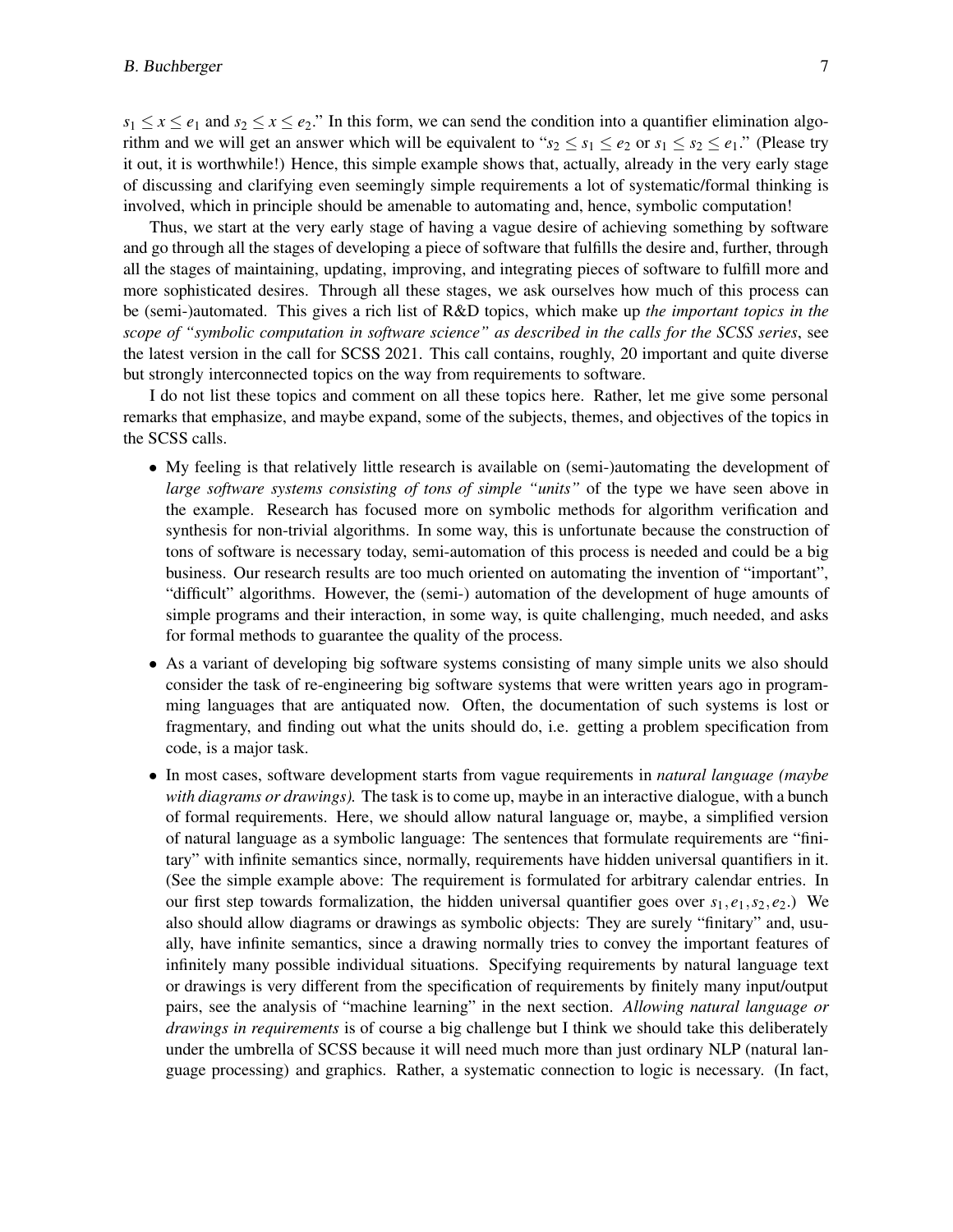$s_1 \leq x \leq e_1$ and $s_2 \leq x \leq e_2$." In this form, we can send the condition into a quantifier elimination algorithm and we will get an answer which will be equivalent to "$s_2 \leq s_1 \leq e_2$ or $s_1 \leq s_2 \leq e_1$." (Please try it out, it is worthwhile!) Hence, this simple example shows that, actually, already in the very early stage of discussing and clarifying even seemingly simple requirements a lot of systematic/formal thinking is involved, which in principle should be amenable to automating and, hence, symbolic computation!

Thus, we start at the very early stage of having a vague desire of achieving something by software and go through all the stages of developing a piece of software that fulfills the desire and, further, through all the stages of maintaining, updating, improving, and integrating pieces of software to fulfill more and more sophisticated desires. Through all these stages, we ask ourselves how much of this process can be (semi-)automated. This gives a rich list of R&D topics, which make up *the important topics in the scope of "symbolic computation in software science" as described in the calls for the SCSS series*, see the latest version in the call for SCSS 2021. This call contains, roughly, 20 important and quite diverse but strongly interconnected topics on the way from requirements to software.

I do not list these topics and comment on all these topics here. Rather, let me give some personal remarks that emphasize, and maybe expand, some of the subjects, themes, and objectives of the topics in the SCSS calls.

- My feeling is that relatively little research is available on (semi-)automating the development of *large software systems consisting of tons of simple "units"* of the type we have seen above in the example. Research has focused more on symbolic methods for algorithm verification and synthesis for non-trivial algorithms. In some way, this is unfortunate because the construction of tons of software is necessary today, semi-automation of this process is needed and could be a big business. Our research results are too much oriented on automating the invention of "important", "difficult" algorithms. However, the (semi-) automation of the development of huge amounts of simple programs and their interaction, in some way, is quite challenging, much needed, and asks for formal methods to guarantee the quality of the process.
- As a variant of developing big software systems consisting of many simple units we also should consider the task of re-engineering big software systems that were written years ago in programming languages that are antiquated now. Often, the documentation of such systems is lost or fragmentary, and finding out what the units should do, i.e. getting a problem specification from code, is a major task.
- In most cases, software development starts from vague requirements in *natural language (maybe with diagrams or drawings).* The task is to come up, maybe in an interactive dialogue, with a bunch of formal requirements. Here, we should allow natural language or, maybe, a simplified version of natural language as a symbolic language: The sentences that formulate requirements are "finitary" with infinite semantics since, normally, requirements have hidden universal quantifiers in it. (See the simple example above: The requirement is formulated for arbitrary calendar entries. In our first step towards formalization, the hidden universal quantifier goes over $s_1, e_1, s_2, e_2$.) We also should allow diagrams or drawings as symbolic objects: They are surely "finitary" and, usually, have infinite semantics, since a drawing normally tries to convey the important features of infinitely many possible individual situations. Specifying requirements by natural language text or drawings is very different from the specification of requirements by finitely many input/output pairs, see the analysis of "machine learning" in the next section. *Allowing natural language or drawings in requirements* is of course a big challenge but I think we should take this deliberately under the umbrella of SCSS because it will need much more than just ordinary NLP (natural language processing) and graphics. Rather, a systematic connection to logic is necessary. (In fact,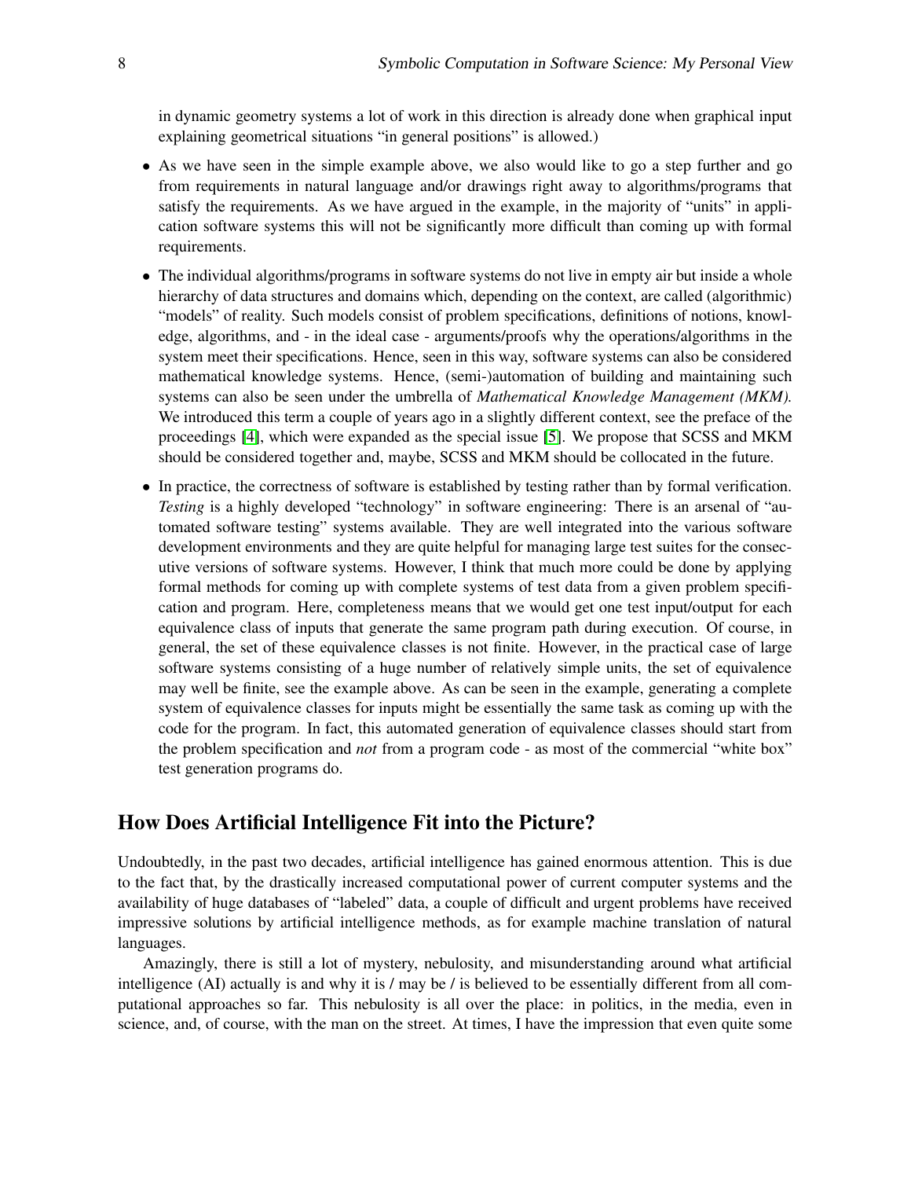in dynamic geometry systems a lot of work in this direction is already done when graphical input explaining geometrical situations "in general positions" is allowed.)

- As we have seen in the simple example above, we also would like to go a step further and go from requirements in natural language and/or drawings right away to algorithms/programs that satisfy the requirements. As we have argued in the example, in the majority of "units" in application software systems this will not be significantly more difficult than coming up with formal requirements.
- The individual algorithms/programs in software systems do not live in empty air but inside a whole hierarchy of data structures and domains which, depending on the context, are called (algorithmic) "models" of reality. Such models consist of problem specifications, definitions of notions, knowledge, algorithms, and - in the ideal case - arguments/proofs why the operations/algorithms in the system meet their specifications. Hence, seen in this way, software systems can also be considered mathematical knowledge systems. Hence, (semi-)automation of building and maintaining such systems can also be seen under the umbrella of *Mathematical Knowledge Management (MKM)*. We introduced this term a couple of years ago in a slightly different context, see the preface of the proceedings [4], which were expanded as the special issue [5]. We propose that SCSS and MKM should be considered together and, maybe, SCSS and MKM should be collocated in the future.
- In practice, the correctness of software is established by testing rather than by formal verification. *Testing* is a highly developed "technology" in software engineering: There is an arsenal of "automated software testing" systems available. They are well integrated into the various software development environments and they are quite helpful for managing large test suites for the consecutive versions of software systems. However, I think that much more could be done by applying formal methods for coming up with complete systems of test data from a given problem specification and program. Here, completeness means that we would get one test input/output for each equivalence class of inputs that generate the same program path during execution. Of course, in general, the set of these equivalence classes is not finite. However, in the practical case of large software systems consisting of a huge number of relatively simple units, the set of equivalence may well be finite, see the example above. As can be seen in the example, generating a complete system of equivalence classes for inputs might be essentially the same task as coming up with the code for the program. In fact, this automated generation of equivalence classes should start from the problem specification and *not* from a program code - as most of the commercial "white box" test generation programs do.

## How Does Artificial Intelligence Fit into the Picture?

Undoubtedly, in the past two decades, artificial intelligence has gained enormous attention. This is due to the fact that, by the drastically increased computational power of current computer systems and the availability of huge databases of "labeled" data, a couple of difficult and urgent problems have received impressive solutions by artificial intelligence methods, as for example machine translation of natural languages.

Amazingly, there is still a lot of mystery, nebulosity, and misunderstanding around what artificial intelligence (AI) actually is and why it is / may be / is believed to be essentially different from all computational approaches so far. This nebulosity is all over the place: in politics, in the media, even in science, and, of course, with the man on the street. At times, I have the impression that even quite some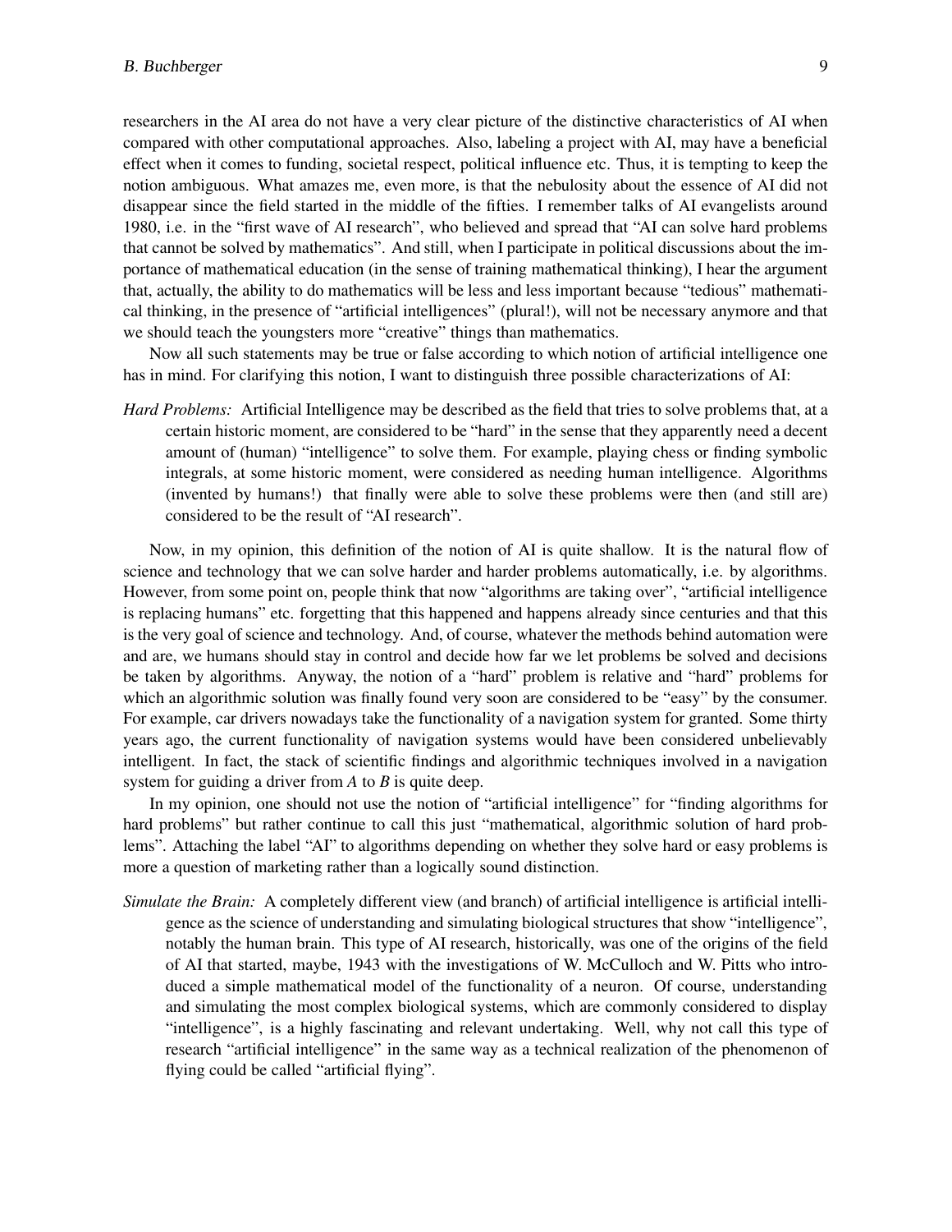researchers in the AI area do not have a very clear picture of the distinctive characteristics of AI when compared with other computational approaches. Also, labeling a project with AI, may have a beneficial effect when it comes to funding, societal respect, political influence etc. Thus, it is tempting to keep the notion ambiguous. What amazes me, even more, is that the nebulosity about the essence of AI did not disappear since the field started in the middle of the fifties. I remember talks of AI evangelists around 1980, i.e. in the "first wave of AI research", who believed and spread that "AI can solve hard problems that cannot be solved by mathematics". And still, when I participate in political discussions about the importance of mathematical education (in the sense of training mathematical thinking), I hear the argument that, actually, the ability to do mathematics will be less and less important because "tedious" mathematical thinking, in the presence of "artificial intelligences" (plural!), will not be necessary anymore and that we should teach the youngsters more "creative" things than mathematics.

Now all such statements may be true or false according to which notion of artificial intelligence one has in mind. For clarifying this notion, I want to distinguish three possible characterizations of AI:

*Hard Problems:* Artificial Intelligence may be described as the field that tries to solve problems that, at a certain historic moment, are considered to be "hard" in the sense that they apparently need a decent amount of (human) "intelligence" to solve them. For example, playing chess or finding symbolic integrals, at some historic moment, were considered as needing human intelligence. Algorithms (invented by humans!) that finally were able to solve these problems were then (and still are) considered to be the result of "AI research".

Now, in my opinion, this definition of the notion of AI is quite shallow. It is the natural flow of science and technology that we can solve harder and harder problems automatically, i.e. by algorithms. However, from some point on, people think that now "algorithms are taking over", "artificial intelligence is replacing humans" etc. forgetting that this happened and happens already since centuries and that this is the very goal of science and technology. And, of course, whatever the methods behind automation were and are, we humans should stay in control and decide how far we let problems be solved and decisions be taken by algorithms. Anyway, the notion of a "hard" problem is relative and "hard" problems for which an algorithmic solution was finally found very soon are considered to be "easy" by the consumer. For example, car drivers nowadays take the functionality of a navigation system for granted. Some thirty years ago, the current functionality of navigation systems would have been considered unbelievably intelligent. In fact, the stack of scientific findings and algorithmic techniques involved in a navigation system for guiding a driver from $A$ to $B$ is quite deep.

In my opinion, one should not use the notion of "artificial intelligence" for "finding algorithms for hard problems" but rather continue to call this just "mathematical, algorithmic solution of hard problems". Attaching the label "AI" to algorithms depending on whether they solve hard or easy problems is more a question of marketing rather than a logically sound distinction.

*Simulate the Brain:* A completely different view (and branch) of artificial intelligence is artificial intelligence as the science of understanding and simulating biological structures that show "intelligence", notably the human brain. This type of AI research, historically, was one of the origins of the field of AI that started, maybe, 1943 with the investigations of W. McCulloch and W. Pitts who introduced a simple mathematical model of the functionality of a neuron. Of course, understanding and simulating the most complex biological systems, which are commonly considered to display "intelligence", is a highly fascinating and relevant undertaking. Well, why not call this type of research "artificial intelligence" in the same way as a technical realization of the phenomenon of flying could be called "artificial flying".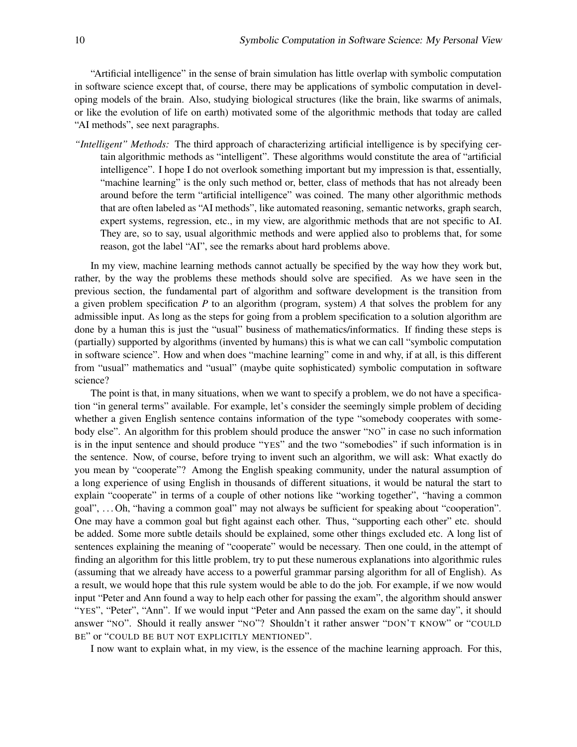"Artificial intelligence" in the sense of brain simulation has little overlap with symbolic computation in software science except that, of course, there may be applications of symbolic computation in developing models of the brain. Also, studying biological structures (like the brain, like swarms of animals, or like the evolution of life on earth) motivated some of the algorithmic methods that today are called "AI methods", see next paragraphs.

*"Intelligent" Methods:* The third approach of characterizing artificial intelligence is by specifying certain algorithmic methods as "intelligent". These algorithms would constitute the area of "artificial intelligence". I hope I do not overlook something important but my impression is that, essentially, "machine learning" is the only such method or, better, class of methods that has not already been around before the term "artificial intelligence" was coined. The many other algorithmic methods that are often labeled as "AI methods", like automated reasoning, semantic networks, graph search, expert systems, regression, etc., in my view, are algorithmic methods that are not specific to AI. They are, so to say, usual algorithmic methods and were applied also to problems that, for some reason, got the label "AI", see the remarks about hard problems above.

In my view, machine learning methods cannot actually be specified by the way how they work but, rather, by the way the problems these methods should solve are specified. As we have seen in the previous section, the fundamental part of algorithm and software development is the transition from a given problem specification $P$ to an algorithm (program, system) $A$ that solves the problem for any admissible input. As long as the steps for going from a problem specification to a solution algorithm are done by a human this is just the "usual" business of mathematics/informatics. If finding these steps is (partially) supported by algorithms (invented by humans) this is what we can call "symbolic computation in software science". How and when does "machine learning" come in and why, if at all, is this different from "usual" mathematics and "usual" (maybe quite sophisticated) symbolic computation in software science?

The point is that, in many situations, when we want to specify a problem, we do not have a specification "in general terms" available. For example, let's consider the seemingly simple problem of deciding whether a given English sentence contains information of the type "somebody cooperates with somebody else". An algorithm for this problem should produce the answer "NO" in case no such information is in the input sentence and should produce "YES" and the two "somebodies" if such information is in the sentence. Now, of course, before trying to invent such an algorithm, we will ask: What exactly do you mean by "cooperate"? Among the English speaking community, under the natural assumption of a long experience of using English in thousands of different situations, it would be natural the start to explain "cooperate" in terms of a couple of other notions like "working together", "having a common goal", ... Oh, "having a common goal" may not always be sufficient for speaking about "cooperation". One may have a common goal but fight against each other. Thus, "supporting each other" etc. should be added. Some more subtle details should be explained, some other things excluded etc. A long list of sentences explaining the meaning of "cooperate" would be necessary. Then one could, in the attempt of finding an algorithm for this little problem, try to put these numerous explanations into algorithmic rules (assuming that we already have access to a powerful grammar parsing algorithm for all of English). As a result, we would hope that this rule system would be able to do the job. For example, if we now would input "Peter and Ann found a way to help each other for passing the exam", the algorithm should answer "YES", "Peter", "Ann". If we would input "Peter and Ann passed the exam on the same day", it should answer "NO". Should it really answer "NO"? Shouldn't it rather answer "DON'T KNOW" or "COULD BE" or "COULD BE BUT NOT EXPLICITLY MENTIONED".

I now want to explain what, in my view, is the essence of the machine learning approach. For this,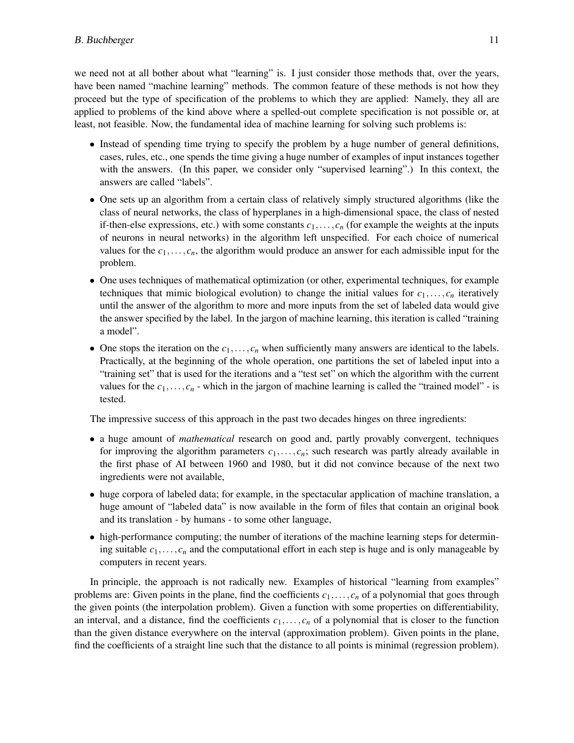we need not at all bother about what "learning" is. I just consider those methods that, over the years, have been named "machine learning" methods. The common feature of these methods is not how they proceed but the type of specification of the problems to which they are applied: Namely, they all are applied to problems of the kind above where a spelled-out complete specification is not possible or, at least, not feasible. Now, the fundamental idea of machine learning for solving such problems is:

- Instead of spending time trying to specify the problem by a huge number of general definitions, cases, rules, etc., one spends the time giving a huge number of examples of input instances together with the answers. (In this paper, we consider only "supervised learning".) In this context, the answers are called "labels".
- One sets up an algorithm from a certain class of relatively simply structured algorithms (like the class of neural networks, the class of hyperplanes in a high-dimensional space, the class of nested if-then-else expressions, etc.) with some constants $c_1, \ldots, c_n$ (for example the weights at the inputs of neurons in neural networks) in the algorithm left unspecified. For each choice of numerical values for the $c_1, \ldots, c_n$, the algorithm would produce an answer for each admissible input for the problem.
- One uses techniques of mathematical optimization (or other, experimental techniques, for example techniques that mimic biological evolution) to change the initial values for $c_1, \ldots, c_n$ iteratively until the answer of the algorithm to more and more inputs from the set of labeled data would give the answer specified by the label. In the jargon of machine learning, this iteration is called "training a model".
- One stops the iteration on the $c_1, \ldots, c_n$ when sufficiently many answers are identical to the labels. Practically, at the beginning of the whole operation, one partitions the set of labeled input into a "training set" that is used for the iterations and a "test set" on which the algorithm with the current values for the $c_1, \ldots, c_n$ - which in the jargon of machine learning is called the "trained model" - is tested.

The impressive success of this approach in the past two decades hinges on three ingredients:

- a huge amount of *mathematical* research on good and, partly provably convergent, techniques for improving the algorithm parameters $c_1, \ldots, c_n$; such research was partly already available in the first phase of AI between 1960 and 1980, but it did not convince because of the next two ingredients were not available,
- huge corpora of labeled data; for example, in the spectacular application of machine translation, a huge amount of "labeled data" is now available in the form of files that contain an original book and its translation - by humans - to some other language,
- high-performance computing; the number of iterations of the machine learning steps for determining suitable $c_1, \ldots, c_n$ and the computational effort in each step is huge and is only manageable by computers in recent years.

In principle, the approach is not radically new. Examples of historical "learning from examples" problems are: Given points in the plane, find the coefficients $c_1, \ldots, c_n$ of a polynomial that goes through the given points (the interpolation problem). Given a function with some properties on differentiability, an interval, and a distance, find the coefficients $c_1, \ldots, c_n$ of a polynomial that is closer to the function than the given distance everywhere on the interval (approximation problem). Given points in the plane, find the coefficients of a straight line such that the distance to all points is minimal (regression problem).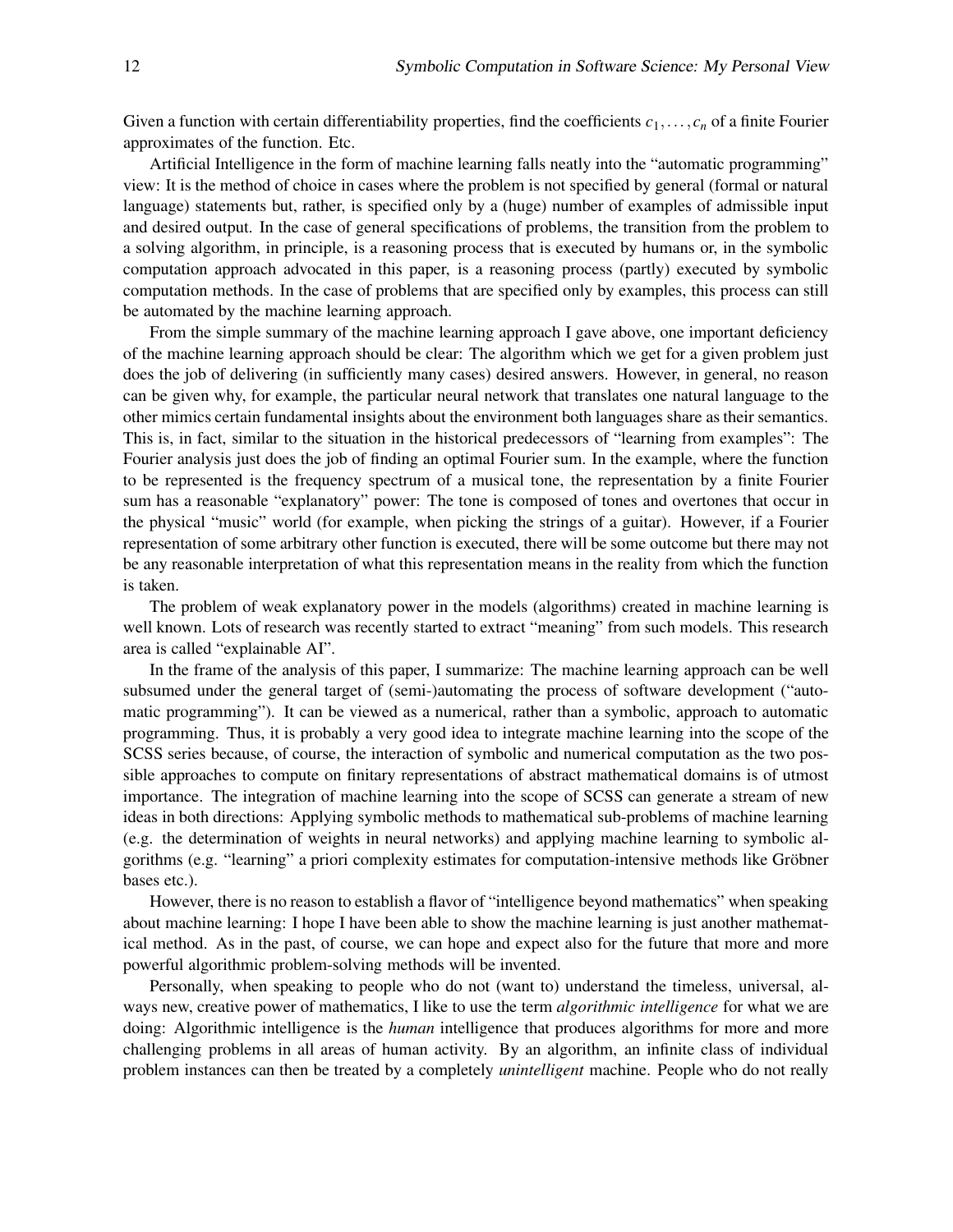Given a function with certain differentiability properties, find the coefficients $c_1, \ldots, c_n$ of a finite Fourier approximates of the function. Etc.

Artificial Intelligence in the form of machine learning falls neatly into the "automatic programming" view: It is the method of choice in cases where the problem is not specified by general (formal or natural language) statements but, rather, is specified only by a (huge) number of examples of admissible input and desired output. In the case of general specifications of problems, the transition from the problem to a solving algorithm, in principle, is a reasoning process that is executed by humans or, in the symbolic computation approach advocated in this paper, is a reasoning process (partly) executed by symbolic computation methods. In the case of problems that are specified only by examples, this process can still be automated by the machine learning approach.

From the simple summary of the machine learning approach I gave above, one important deficiency of the machine learning approach should be clear: The algorithm which we get for a given problem just does the job of delivering (in sufficiently many cases) desired answers. However, in general, no reason can be given why, for example, the particular neural network that translates one natural language to the other mimics certain fundamental insights about the environment both languages share as their semantics. This is, in fact, similar to the situation in the historical predecessors of "learning from examples": The Fourier analysis just does the job of finding an optimal Fourier sum. In the example, where the function to be represented is the frequency spectrum of a musical tone, the representation by a finite Fourier sum has a reasonable "explanatory" power: The tone is composed of tones and overtones that occur in the physical "music" world (for example, when picking the strings of a guitar). However, if a Fourier representation of some arbitrary other function is executed, there will be some outcome but there may not be any reasonable interpretation of what this representation means in the reality from which the function is taken.

The problem of weak explanatory power in the models (algorithms) created in machine learning is well known. Lots of research was recently started to extract "meaning" from such models. This research area is called "explainable AI".

In the frame of the analysis of this paper, I summarize: The machine learning approach can be well subsumed under the general target of (semi-)automating the process of software development ("automatic programming"). It can be viewed as a numerical, rather than a symbolic, approach to automatic programming. Thus, it is probably a very good idea to integrate machine learning into the scope of the SCSS series because, of course, the interaction of symbolic and numerical computation as the two possible approaches to compute on finitary representations of abstract mathematical domains is of utmost importance. The integration of machine learning into the scope of SCSS can generate a stream of new ideas in both directions: Applying symbolic methods to mathematical sub-problems of machine learning (e.g. the determination of weights in neural networks) and applying machine learning to symbolic algorithms (e.g. "learning" a priori complexity estimates for computation-intensive methods like Gröbner bases etc.).

However, there is no reason to establish a flavor of "intelligence beyond mathematics" when speaking about machine learning: I hope I have been able to show the machine learning is just another mathematical method. As in the past, of course, we can hope and expect also for the future that more and more powerful algorithmic problem-solving methods will be invented.

Personally, when speaking to people who do not (want to) understand the timeless, universal, always new, creative power of mathematics, I like to use the term *algorithmic intelligence* for what we are doing: Algorithmic intelligence is the *human* intelligence that produces algorithms for more and more challenging problems in all areas of human activity. By an algorithm, an infinite class of individual problem instances can then be treated by a completely *unintelligent* machine. People who do not really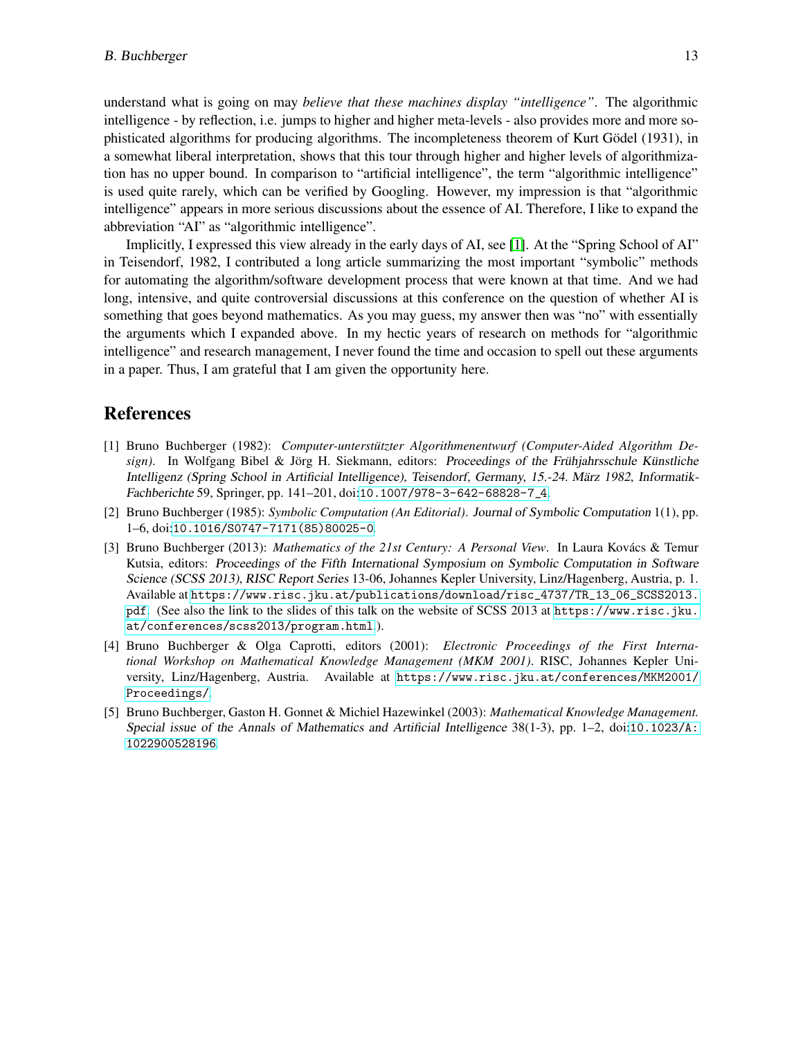understand what is going on may *believe that these machines display "intelligence"*. The algorithmic intelligence - by reflection, i.e. jumps to higher and higher meta-levels - also provides more and more sophisticated algorithms for producing algorithms. The incompleteness theorem of Kurt Gödel (1931), in a somewhat liberal interpretation, shows that this tour through higher and higher levels of algorithmization has no upper bound. In comparison to "artificial intelligence", the term "algorithmic intelligence" is used quite rarely, which can be verified by Googling. However, my impression is that "algorithmic intelligence" appears in more serious discussions about the essence of AI. Therefore, I like to expand the abbreviation "AI" as "algorithmic intelligence".

Implicitly, I expressed this view already in the early days of AI, see [1]. At the "Spring School of AI" in Teisendorf, 1982, I contributed a long article summarizing the most important "symbolic" methods for automating the algorithm/software development process that were known at that time. And we had long, intensive, and quite controversial discussions at this conference on the question of whether AI is something that goes beyond mathematics. As you may guess, my answer then was "no" with essentially the arguments which I expanded above. In my hectic years of research on methods for "algorithmic intelligence" and research management, I never found the time and occasion to spell out these arguments in a paper. Thus, I am grateful that I am given the opportunity here.

## References

[1] Bruno Buchberger (1982): *Computer-unterstützter Algorithmenentwurf (Computer-Aided Algorithm Design)*. In Wolfgang Bibel & Jörg H. Siekmann, editors: Proceedings of the Frühjahrsschule Künstliche Intelligenz (Spring School in Artificial Intelligence), Teisendorf, Germany, 15.-24. März 1982, Informatik-Fachberichte 59, Springer, pp. 141–201, doi:10.1007/978-3-642-68828-7_4.

[2] Bruno Buchberger (1985): *Symbolic Computation (An Editorial)*. Journal of Symbolic Computation 1(1), pp. 1–6, doi:10.1016/S0747-7171(85)80025-0.

[3] Bruno Buchberger (2013): *Mathematics of the 21st Century: A Personal View*. In Laura Kovács & Temur Kutsia, editors: Proceedings of the Fifth International Symposium on Symbolic Computation in Software Science (SCSS 2013), RISC Report Series 13-06, Johannes Kepler University, Linz/Hagenberg, Austria, p. 1. Available at https://www.risc.jku.at/publications/download/risc_4737/TR_13_06_SCSS2013.pdf. (See also the link to the slides of this talk on the website of SCSS 2013 at https://www.risc.jku.at/conferences/scss2013/program.html).

[4] Bruno Buchberger & Olga Caprotti, editors (2001): *Electronic Proceedings of the First International Workshop on Mathematical Knowledge Management (MKM 2001)*. RISC, Johannes Kepler University, Linz/Hagenberg, Austria. Available at https://www.risc.jku.at/conferences/MKM2001/Proceedings/.

[5] Bruno Buchberger, Gaston H. Gonnet & Michiel Hazewinkel (2003): *Mathematical Knowledge Management.* Special issue of the Annals of Mathematics and Artificial Intelligence 38(1-3), pp. 1–2, doi:10.1023/A:1022900528196.